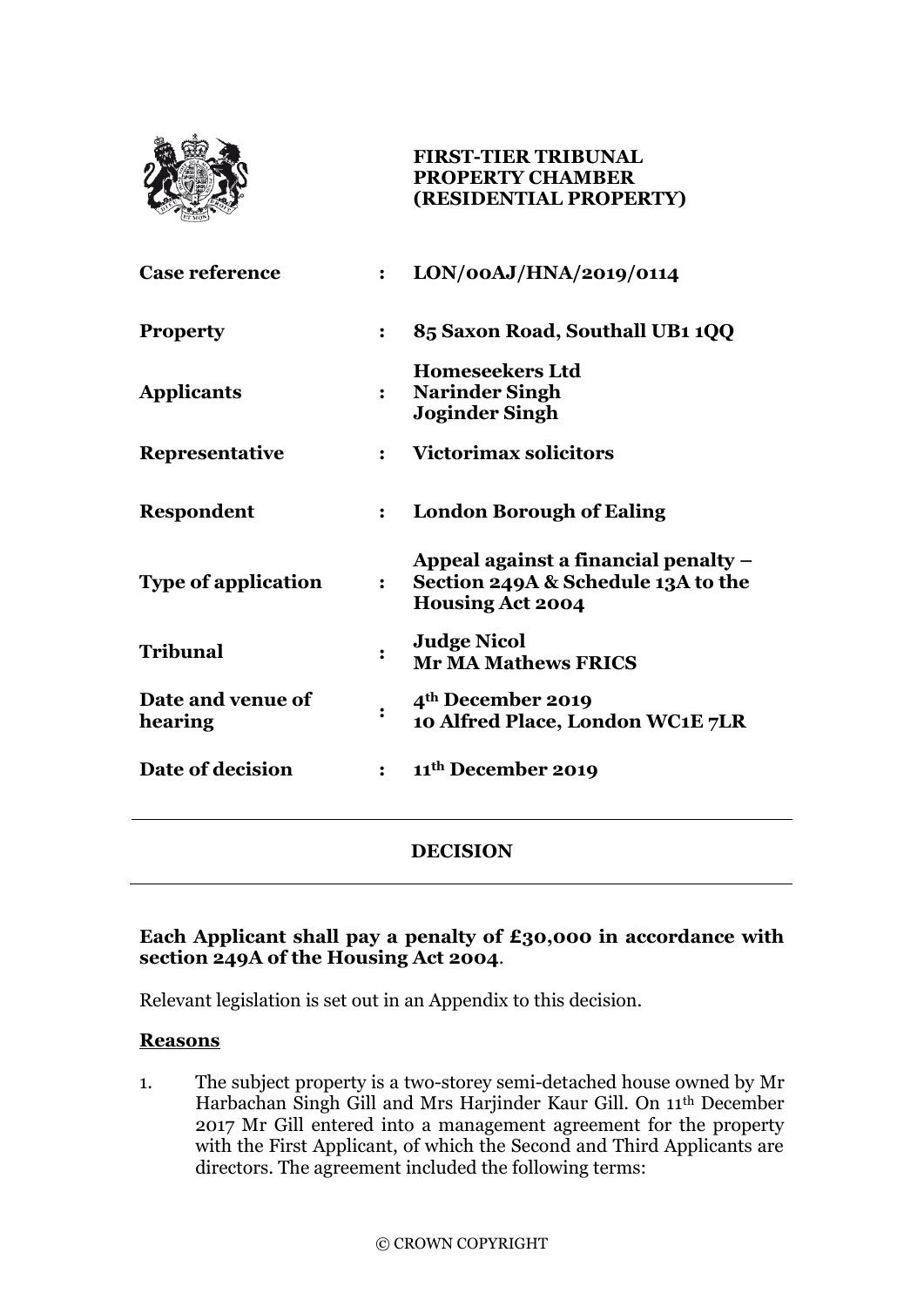**FIRST-TIER TRIBUNAL**
**PROPERTY CHAMBER**
**(RESIDENTIAL PROPERTY)**

| | | |
|---|---|---|
| **Case reference** | : | **LON/00AJ/HNA/2019/0114** |
| **Property** | : | **85 Saxon Road, Southall UB1 1QQ** |
| **Applicants** | : | **Homeseekers Ltd**<br>**Narinder Singh**<br>**Joginder Singh** |
| **Representative** | : | **Victorimax solicitors** |
| **Respondent** | : | **London Borough of Ealing** |
| **Type of application** | : | **Appeal against a financial penalty – Section 249A & Schedule 13A to the Housing Act 2004** |
| **Tribunal** | : | **Judge Nicol**<br>**Mr MA Mathews FRICS** |
| **Date and venue of hearing** | : | **4th December 2019**<br>**10 Alfred Place, London WC1E 7LR** |
| **Date of decision** | : | **11th December 2019** |

---

## DECISION

---

**Each Applicant shall pay a penalty of £30,000 in accordance with section 249A of the Housing Act 2004**.

Relevant legislation is set out in an Appendix to this decision.

**Reasons**

1. The subject property is a two-storey semi-detached house owned by Mr Harbachan Singh Gill and Mrs Harjinder Kaur Gill. On 11th December 2017 Mr Gill entered into a management agreement for the property with the First Applicant, of which the Second and Third Applicants are directors. The agreement included the following terms:

© CROWN COPYRIGHT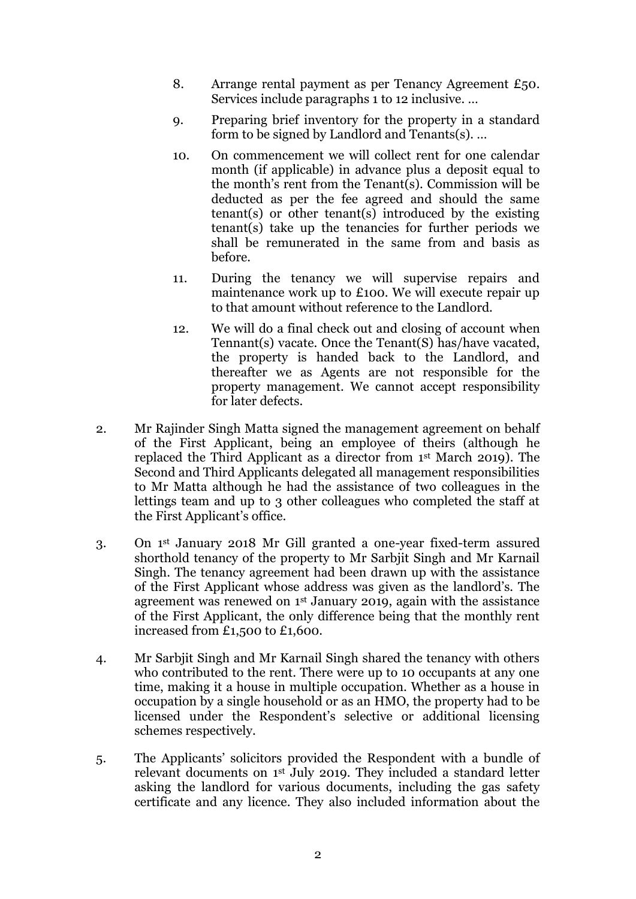8. Arrange rental payment as per Tenancy Agreement £50. Services include paragraphs 1 to 12 inclusive. …

9. Preparing brief inventory for the property in a standard form to be signed by Landlord and Tenants(s). …

10. On commencement we will collect rent for one calendar month (if applicable) in advance plus a deposit equal to the month's rent from the Tenant(s). Commission will be deducted as per the fee agreed and should the same tenant(s) or other tenant(s) introduced by the existing tenant(s) take up the tenancies for further periods we shall be remunerated in the same from and basis as before.

11. During the tenancy we will supervise repairs and maintenance work up to £100. We will execute repair up to that amount without reference to the Landlord.

12. We will do a final check out and closing of account when Tennant(s) vacate. Once the Tenant(S) has/have vacated, the property is handed back to the Landlord, and thereafter we as Agents are not responsible for the property management. We cannot accept responsibility for later defects.

2. Mr Rajinder Singh Matta signed the management agreement on behalf of the First Applicant, being an employee of theirs (although he replaced the Third Applicant as a director from 1st March 2019). The Second and Third Applicants delegated all management responsibilities to Mr Matta although he had the assistance of two colleagues in the lettings team and up to 3 other colleagues who completed the staff at the First Applicant's office.

3. On 1st January 2018 Mr Gill granted a one-year fixed-term assured shorthold tenancy of the property to Mr Sarbjit Singh and Mr Karnail Singh. The tenancy agreement had been drawn up with the assistance of the First Applicant whose address was given as the landlord's. The agreement was renewed on 1st January 2019, again with the assistance of the First Applicant, the only difference being that the monthly rent increased from £1,500 to £1,600.

4. Mr Sarbjit Singh and Mr Karnail Singh shared the tenancy with others who contributed to the rent. There were up to 10 occupants at any one time, making it a house in multiple occupation. Whether as a house in occupation by a single household or as an HMO, the property had to be licensed under the Respondent's selective or additional licensing schemes respectively.

5. The Applicants' solicitors provided the Respondent with a bundle of relevant documents on 1st July 2019. They included a standard letter asking the landlord for various documents, including the gas safety certificate and any licence. They also included information about the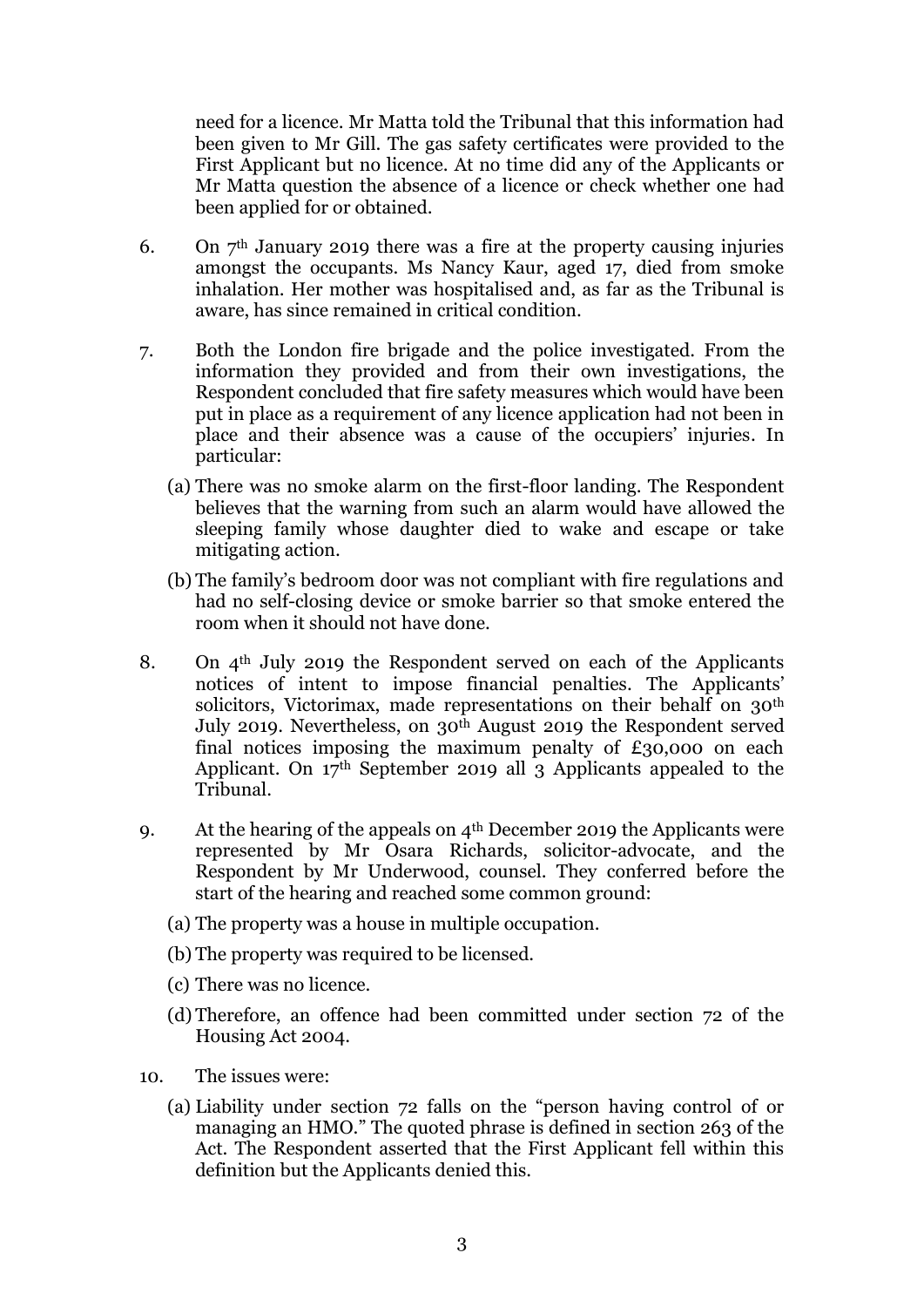need for a licence. Mr Matta told the Tribunal that this information had been given to Mr Gill. The gas safety certificates were provided to the First Applicant but no licence. At no time did any of the Applicants or Mr Matta question the absence of a licence or check whether one had been applied for or obtained.

6. On 7th January 2019 there was a fire at the property causing injuries amongst the occupants. Ms Nancy Kaur, aged 17, died from smoke inhalation. Her mother was hospitalised and, as far as the Tribunal is aware, has since remained in critical condition.

7. Both the London fire brigade and the police investigated. From the information they provided and from their own investigations, the Respondent concluded that fire safety measures which would have been put in place as a requirement of any licence application had not been in place and their absence was a cause of the occupiers' injuries. In particular:

   (a) There was no smoke alarm on the first-floor landing. The Respondent believes that the warning from such an alarm would have allowed the sleeping family whose daughter died to wake and escape or take mitigating action.

   (b) The family's bedroom door was not compliant with fire regulations and had no self-closing device or smoke barrier so that smoke entered the room when it should not have done.

8. On 4th July 2019 the Respondent served on each of the Applicants notices of intent to impose financial penalties. The Applicants' solicitors, Victorimax, made representations on their behalf on 30th July 2019. Nevertheless, on 30th August 2019 the Respondent served final notices imposing the maximum penalty of £30,000 on each Applicant. On 17th September 2019 all 3 Applicants appealed to the Tribunal.

9. At the hearing of the appeals on 4th December 2019 the Applicants were represented by Mr Osara Richards, solicitor-advocate, and the Respondent by Mr Underwood, counsel. They conferred before the start of the hearing and reached some common ground:

   (a) The property was a house in multiple occupation.

   (b) The property was required to be licensed.

   (c) There was no licence.

   (d) Therefore, an offence had been committed under section 72 of the Housing Act 2004.

10. The issues were:

    (a) Liability under section 72 falls on the "person having control of or managing an HMO." The quoted phrase is defined in section 263 of the Act. The Respondent asserted that the First Applicant fell within this definition but the Applicants denied this.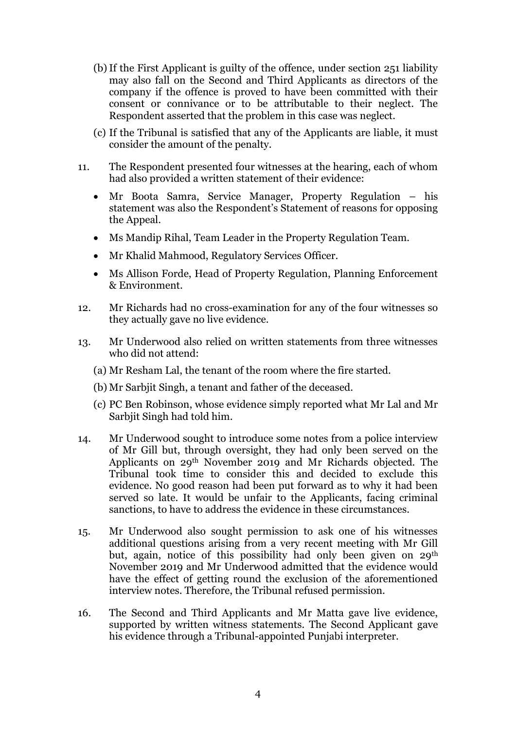(b) If the First Applicant is guilty of the offence, under section 251 liability may also fall on the Second and Third Applicants as directors of the company if the offence is proved to have been committed with their consent or connivance or to be attributable to their neglect. The Respondent asserted that the problem in this case was neglect.

(c) If the Tribunal is satisfied that any of the Applicants are liable, it must consider the amount of the penalty.

11. The Respondent presented four witnesses at the hearing, each of whom had also provided a written statement of their evidence:

- Mr Boota Samra, Service Manager, Property Regulation – his statement was also the Respondent's Statement of reasons for opposing the Appeal.
- Ms Mandip Rihal, Team Leader in the Property Regulation Team.
- Mr Khalid Mahmood, Regulatory Services Officer.
- Ms Allison Forde, Head of Property Regulation, Planning Enforcement & Environment.

12. Mr Richards had no cross-examination for any of the four witnesses so they actually gave no live evidence.

13. Mr Underwood also relied on written statements from three witnesses who did not attend:

(a) Mr Resham Lal, the tenant of the room where the fire started.

(b) Mr Sarbjit Singh, a tenant and father of the deceased.

(c) PC Ben Robinson, whose evidence simply reported what Mr Lal and Mr Sarbjit Singh had told him.

14. Mr Underwood sought to introduce some notes from a police interview of Mr Gill but, through oversight, they had only been served on the Applicants on 29th November 2019 and Mr Richards objected. The Tribunal took time to consider this and decided to exclude this evidence. No good reason had been put forward as to why it had been served so late. It would be unfair to the Applicants, facing criminal sanctions, to have to address the evidence in these circumstances.

15. Mr Underwood also sought permission to ask one of his witnesses additional questions arising from a very recent meeting with Mr Gill but, again, notice of this possibility had only been given on 29th November 2019 and Mr Underwood admitted that the evidence would have the effect of getting round the exclusion of the aforementioned interview notes. Therefore, the Tribunal refused permission.

16. The Second and Third Applicants and Mr Matta gave live evidence, supported by written witness statements. The Second Applicant gave his evidence through a Tribunal-appointed Punjabi interpreter.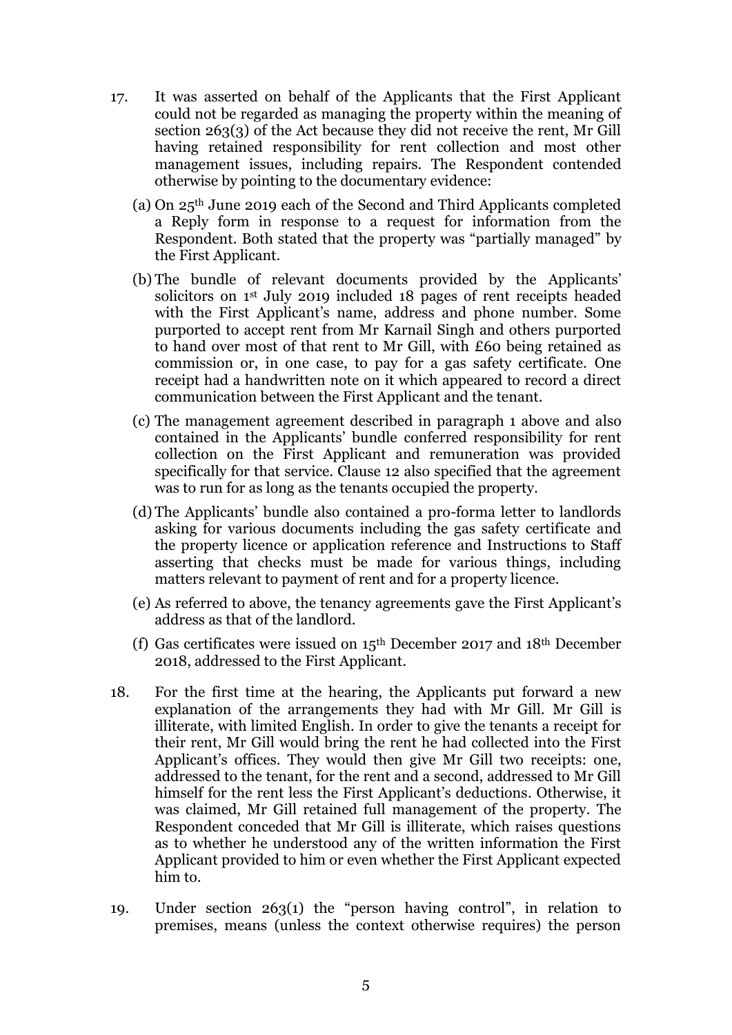17. It was asserted on behalf of the Applicants that the First Applicant could not be regarded as managing the property within the meaning of section 263(3) of the Act because they did not receive the rent, Mr Gill having retained responsibility for rent collection and most other management issues, including repairs. The Respondent contended otherwise by pointing to the documentary evidence:

    (a) On 25th June 2019 each of the Second and Third Applicants completed a Reply form in response to a request for information from the Respondent. Both stated that the property was "partially managed" by the First Applicant.

    (b) The bundle of relevant documents provided by the Applicants' solicitors on 1st July 2019 included 18 pages of rent receipts headed with the First Applicant's name, address and phone number. Some purported to accept rent from Mr Karnail Singh and others purported to hand over most of that rent to Mr Gill, with £60 being retained as commission or, in one case, to pay for a gas safety certificate. One receipt had a handwritten note on it which appeared to record a direct communication between the First Applicant and the tenant.

    (c) The management agreement described in paragraph 1 above and also contained in the Applicants' bundle conferred responsibility for rent collection on the First Applicant and remuneration was provided specifically for that service. Clause 12 also specified that the agreement was to run for as long as the tenants occupied the property.

    (d) The Applicants' bundle also contained a pro-forma letter to landlords asking for various documents including the gas safety certificate and the property licence or application reference and Instructions to Staff asserting that checks must be made for various things, including matters relevant to payment of rent and for a property licence.

    (e) As referred to above, the tenancy agreements gave the First Applicant's address as that of the landlord.

    (f) Gas certificates were issued on 15th December 2017 and 18th December 2018, addressed to the First Applicant.

18. For the first time at the hearing, the Applicants put forward a new explanation of the arrangements they had with Mr Gill. Mr Gill is illiterate, with limited English. In order to give the tenants a receipt for their rent, Mr Gill would bring the rent he had collected into the First Applicant's offices. They would then give Mr Gill two receipts: one, addressed to the tenant, for the rent and a second, addressed to Mr Gill himself for the rent less the First Applicant's deductions. Otherwise, it was claimed, Mr Gill retained full management of the property. The Respondent conceded that Mr Gill is illiterate, which raises questions as to whether he understood any of the written information the First Applicant provided to him or even whether the First Applicant expected him to.

19. Under section 263(1) the "person having control", in relation to premises, means (unless the context otherwise requires) the person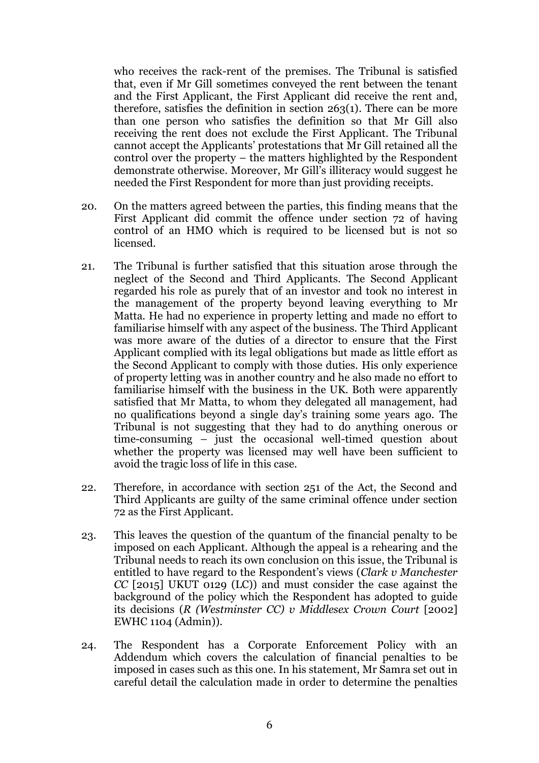who receives the rack-rent of the premises. The Tribunal is satisfied that, even if Mr Gill sometimes conveyed the rent between the tenant and the First Applicant, the First Applicant did receive the rent and, therefore, satisfies the definition in section 263(1). There can be more than one person who satisfies the definition so that Mr Gill also receiving the rent does not exclude the First Applicant. The Tribunal cannot accept the Applicants' protestations that Mr Gill retained all the control over the property – the matters highlighted by the Respondent demonstrate otherwise. Moreover, Mr Gill's illiteracy would suggest he needed the First Respondent for more than just providing receipts.

20. On the matters agreed between the parties, this finding means that the First Applicant did commit the offence under section 72 of having control of an HMO which is required to be licensed but is not so licensed.

21. The Tribunal is further satisfied that this situation arose through the neglect of the Second and Third Applicants. The Second Applicant regarded his role as purely that of an investor and took no interest in the management of the property beyond leaving everything to Mr Matta. He had no experience in property letting and made no effort to familiarise himself with any aspect of the business. The Third Applicant was more aware of the duties of a director to ensure that the First Applicant complied with its legal obligations but made as little effort as the Second Applicant to comply with those duties. His only experience of property letting was in another country and he also made no effort to familiarise himself with the business in the UK. Both were apparently satisfied that Mr Matta, to whom they delegated all management, had no qualifications beyond a single day's training some years ago. The Tribunal is not suggesting that they had to do anything onerous or time-consuming – just the occasional well-timed question about whether the property was licensed may well have been sufficient to avoid the tragic loss of life in this case.

22. Therefore, in accordance with section 251 of the Act, the Second and Third Applicants are guilty of the same criminal offence under section 72 as the First Applicant.

23. This leaves the question of the quantum of the financial penalty to be imposed on each Applicant. Although the appeal is a rehearing and the Tribunal needs to reach its own conclusion on this issue, the Tribunal is entitled to have regard to the Respondent's views (*Clark v Manchester CC* [2015] UKUT 0129 (LC)) and must consider the case against the background of the policy which the Respondent has adopted to guide its decisions (*R (Westminster CC) v Middlesex Crown Court* [2002] EWHC 1104 (Admin)).

24. The Respondent has a Corporate Enforcement Policy with an Addendum which covers the calculation of financial penalties to be imposed in cases such as this one. In his statement, Mr Samra set out in careful detail the calculation made in order to determine the penalties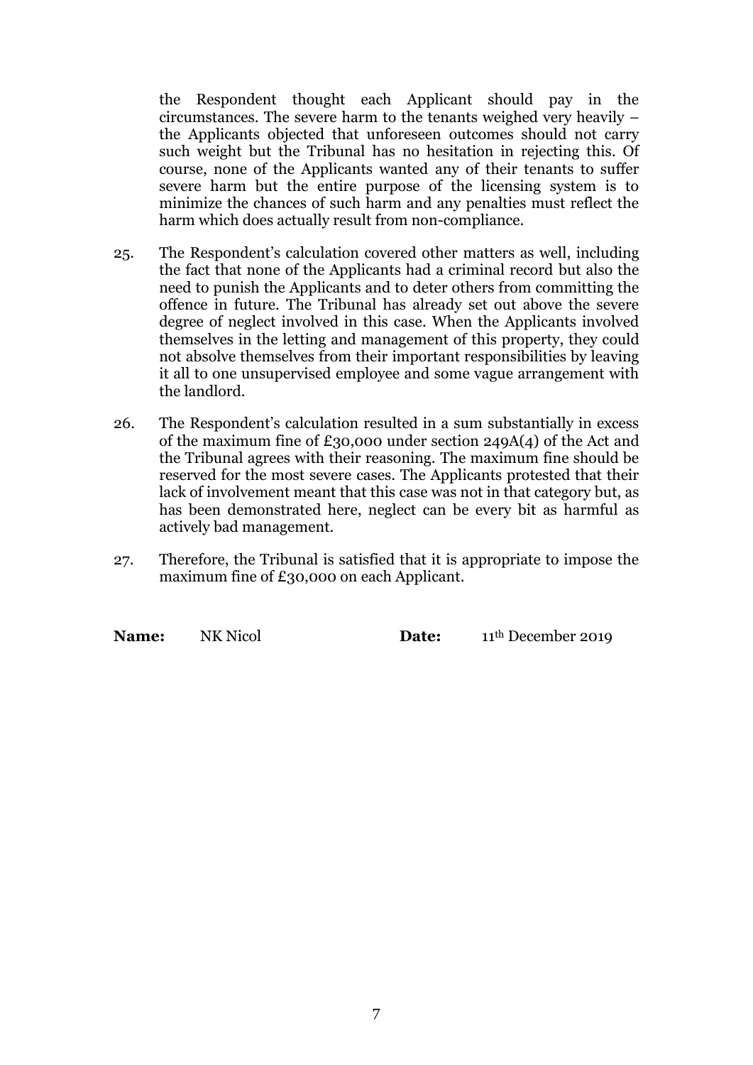the Respondent thought each Applicant should pay in the circumstances. The severe harm to the tenants weighed very heavily – the Applicants objected that unforeseen outcomes should not carry such weight but the Tribunal has no hesitation in rejecting this. Of course, none of the Applicants wanted any of their tenants to suffer severe harm but the entire purpose of the licensing system is to minimize the chances of such harm and any penalties must reflect the harm which does actually result from non-compliance.

25. The Respondent's calculation covered other matters as well, including the fact that none of the Applicants had a criminal record but also the need to punish the Applicants and to deter others from committing the offence in future. The Tribunal has already set out above the severe degree of neglect involved in this case. When the Applicants involved themselves in the letting and management of this property, they could not absolve themselves from their important responsibilities by leaving it all to one unsupervised employee and some vague arrangement with the landlord.

26. The Respondent's calculation resulted in a sum substantially in excess of the maximum fine of £30,000 under section 249A(4) of the Act and the Tribunal agrees with their reasoning. The maximum fine should be reserved for the most severe cases. The Applicants protested that their lack of involvement meant that this case was not in that category but, as has been demonstrated here, neglect can be every bit as harmful as actively bad management.

27. Therefore, the Tribunal is satisfied that it is appropriate to impose the maximum fine of £30,000 on each Applicant.

**Name:** NK Nicol **Date:** 11th December 2019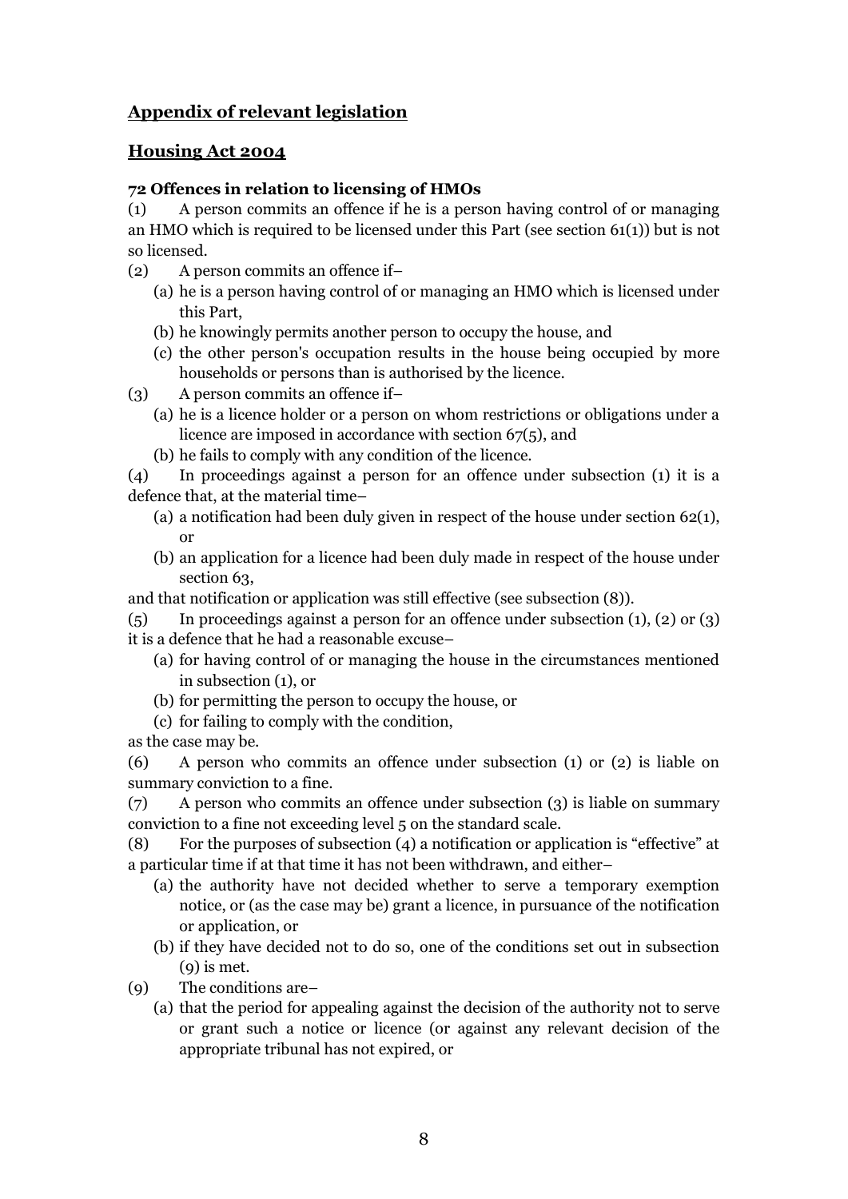## **Appendix of relevant legislation**

## **Housing Act 2004**

**72 Offences in relation to licensing of HMOs**

(1) A person commits an offence if he is a person having control of or managing an HMO which is required to be licensed under this Part (see section 61(1)) but is not so licensed.

(2) A person commits an offence if–

- (a) he is a person having control of or managing an HMO which is licensed under this Part,
- (b) he knowingly permits another person to occupy the house, and
- (c) the other person's occupation results in the house being occupied by more households or persons than is authorised by the licence.

(3) A person commits an offence if–

- (a) he is a licence holder or a person on whom restrictions or obligations under a licence are imposed in accordance with section 67(5), and
- (b) he fails to comply with any condition of the licence.

(4) In proceedings against a person for an offence under subsection (1) it is a defence that, at the material time–

- (a) a notification had been duly given in respect of the house under section 62(1), or
- (b) an application for a licence had been duly made in respect of the house under section 63,

and that notification or application was still effective (see subsection (8)).

(5) In proceedings against a person for an offence under subsection (1), (2) or (3) it is a defence that he had a reasonable excuse–

- (a) for having control of or managing the house in the circumstances mentioned in subsection (1), or
- (b) for permitting the person to occupy the house, or
- (c) for failing to comply with the condition,

as the case may be.

(6) A person who commits an offence under subsection (1) or (2) is liable on summary conviction to a fine.

(7) A person who commits an offence under subsection (3) is liable on summary conviction to a fine not exceeding level 5 on the standard scale.

(8) For the purposes of subsection (4) a notification or application is "effective" at a particular time if at that time it has not been withdrawn, and either–

- (a) the authority have not decided whether to serve a temporary exemption notice, or (as the case may be) grant a licence, in pursuance of the notification or application, or
- (b) if they have decided not to do so, one of the conditions set out in subsection (9) is met.

(9) The conditions are–

- (a) that the period for appealing against the decision of the authority not to serve or grant such a notice or licence (or against any relevant decision of the appropriate tribunal has not expired, or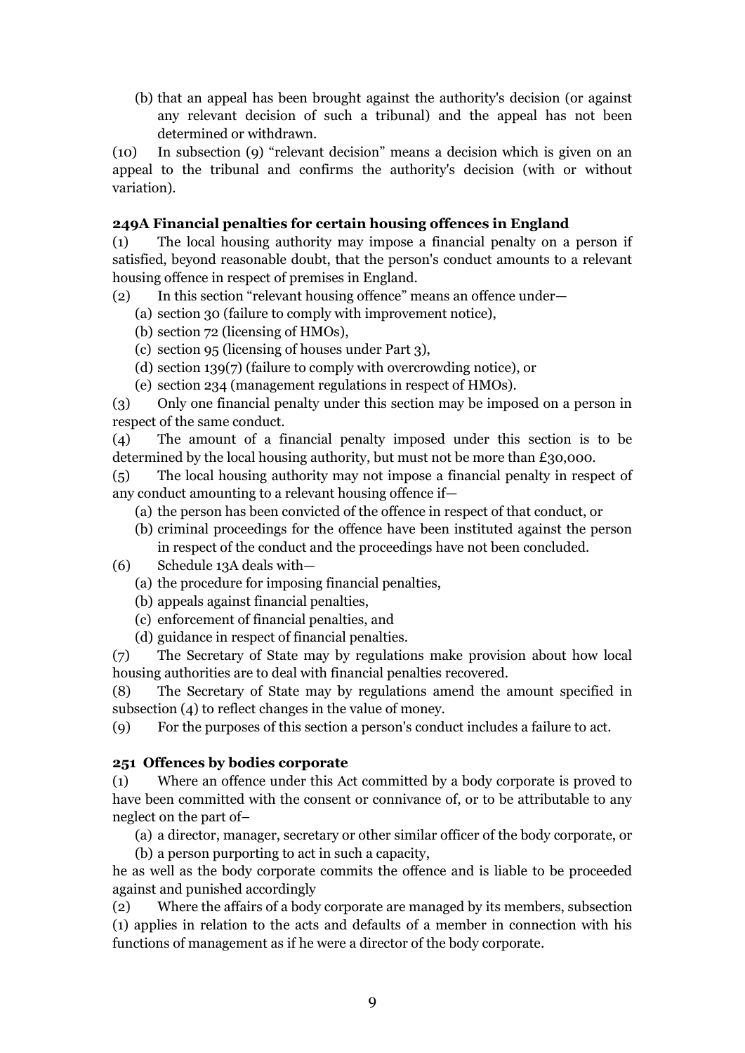(b) that an appeal has been brought against the authority's decision (or against any relevant decision of such a tribunal) and the appeal has not been determined or withdrawn.

(10) In subsection (9) "relevant decision" means a decision which is given on an appeal to the tribunal and confirms the authority's decision (with or without variation).

**249A Financial penalties for certain housing offences in England**

(1) The local housing authority may impose a financial penalty on a person if satisfied, beyond reasonable doubt, that the person's conduct amounts to a relevant housing offence in respect of premises in England.

(2) In this section "relevant housing offence" means an offence under—

- (a) section 30 (failure to comply with improvement notice),
- (b) section 72 (licensing of HMOs),
- (c) section 95 (licensing of houses under Part 3),
- (d) section 139(7) (failure to comply with overcrowding notice), or
- (e) section 234 (management regulations in respect of HMOs).

(3) Only one financial penalty under this section may be imposed on a person in respect of the same conduct.

(4) The amount of a financial penalty imposed under this section is to be determined by the local housing authority, but must not be more than £30,000.

(5) The local housing authority may not impose a financial penalty in respect of any conduct amounting to a relevant housing offence if—

- (a) the person has been convicted of the offence in respect of that conduct, or
- (b) criminal proceedings for the offence have been instituted against the person in respect of the conduct and the proceedings have not been concluded.

(6) Schedule 13A deals with—

- (a) the procedure for imposing financial penalties,
- (b) appeals against financial penalties,
- (c) enforcement of financial penalties, and
- (d) guidance in respect of financial penalties.

(7) The Secretary of State may by regulations make provision about how local housing authorities are to deal with financial penalties recovered.

(8) The Secretary of State may by regulations amend the amount specified in subsection (4) to reflect changes in the value of money.

(9) For the purposes of this section a person's conduct includes a failure to act.

**251 Offences by bodies corporate**

(1) Where an offence under this Act committed by a body corporate is proved to have been committed with the consent or connivance of, or to be attributable to any neglect on the part of–

- (a) a director, manager, secretary or other similar officer of the body corporate, or
- (b) a person purporting to act in such a capacity,

he as well as the body corporate commits the offence and is liable to be proceeded against and punished accordingly

(2) Where the affairs of a body corporate are managed by its members, subsection (1) applies in relation to the acts and defaults of a member in connection with his functions of management as if he were a director of the body corporate.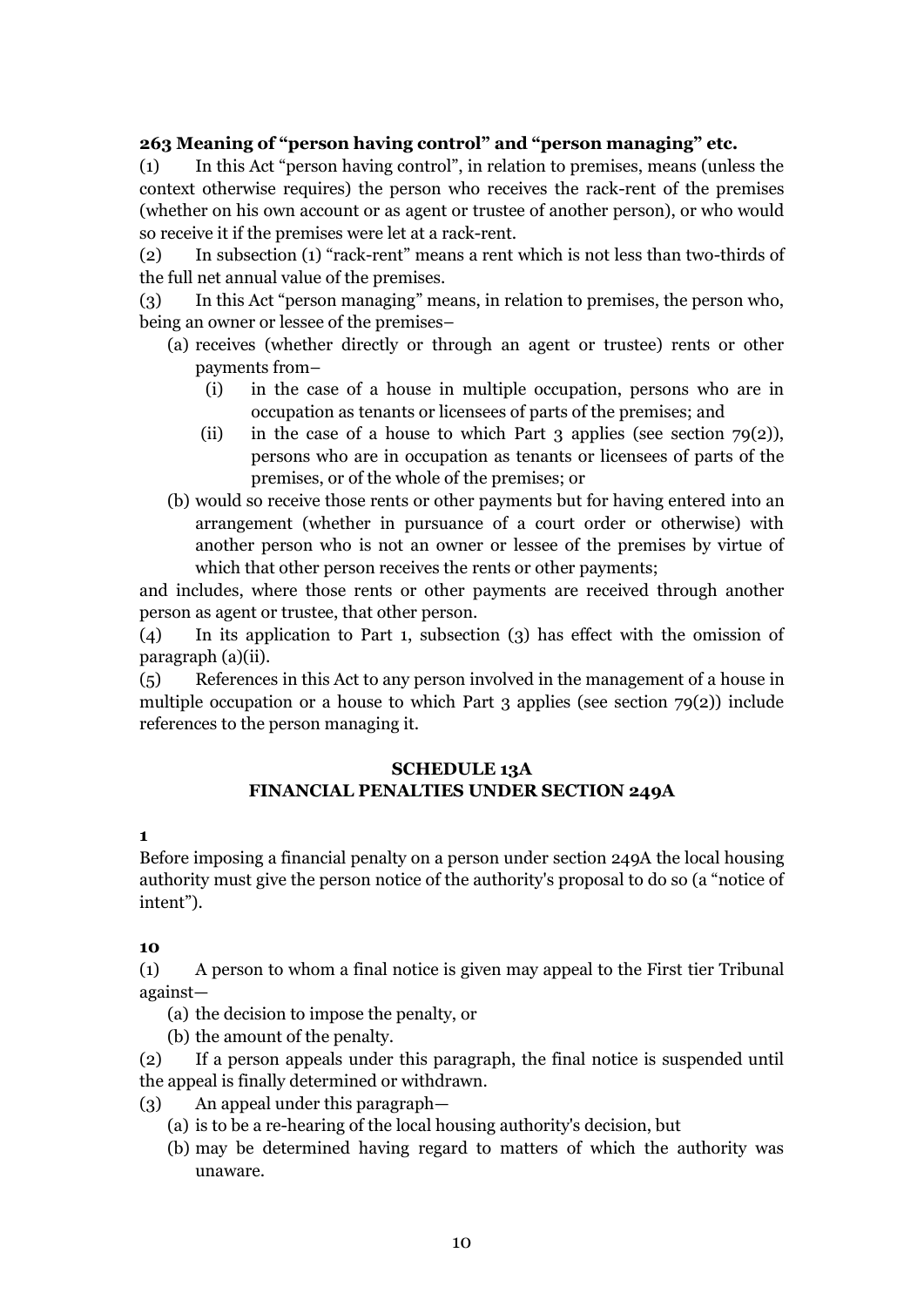**263 Meaning of "person having control" and "person managing" etc.**

(1) In this Act "person having control", in relation to premises, means (unless the context otherwise requires) the person who receives the rack-rent of the premises (whether on his own account or as agent or trustee of another person), or who would so receive it if the premises were let at a rack-rent.

(2) In subsection (1) "rack-rent" means a rent which is not less than two-thirds of the full net annual value of the premises.

(3) In this Act "person managing" means, in relation to premises, the person who, being an owner or lessee of the premises–

- (a) receives (whether directly or through an agent or trustee) rents or other payments from–
  - (i) in the case of a house in multiple occupation, persons who are in occupation as tenants or licensees of parts of the premises; and
  - (ii) in the case of a house to which Part 3 applies (see section 79(2)), persons who are in occupation as tenants or licensees of parts of the premises, or of the whole of the premises; or
- (b) would so receive those rents or other payments but for having entered into an arrangement (whether in pursuance of a court order or otherwise) with another person who is not an owner or lessee of the premises by virtue of which that other person receives the rents or other payments;

and includes, where those rents or other payments are received through another person as agent or trustee, that other person.

(4) In its application to Part 1, subsection (3) has effect with the omission of paragraph (a)(ii).

(5) References in this Act to any person involved in the management of a house in multiple occupation or a house to which Part 3 applies (see section 79(2)) include references to the person managing it.

**SCHEDULE 13A**
**FINANCIAL PENALTIES UNDER SECTION 249A**

**1**

Before imposing a financial penalty on a person under section 249A the local housing authority must give the person notice of the authority's proposal to do so (a "notice of intent").

**10**

(1) A person to whom a final notice is given may appeal to the First tier Tribunal against—

- (a) the decision to impose the penalty, or
- (b) the amount of the penalty.

(2) If a person appeals under this paragraph, the final notice is suspended until the appeal is finally determined or withdrawn.

(3) An appeal under this paragraph—

- (a) is to be a re-hearing of the local housing authority's decision, but
- (b) may be determined having regard to matters of which the authority was unaware.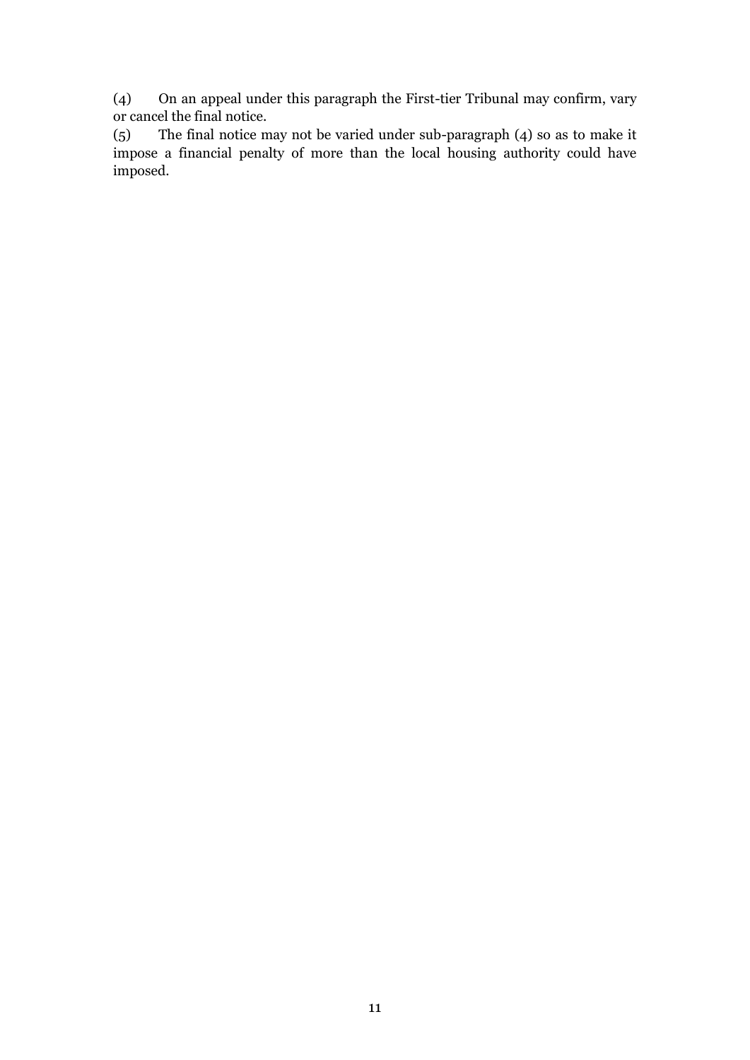(4) On an appeal under this paragraph the First-tier Tribunal may confirm, vary or cancel the final notice.

(5) The final notice may not be varied under sub-paragraph (4) so as to make it impose a financial penalty of more than the local housing authority could have imposed.